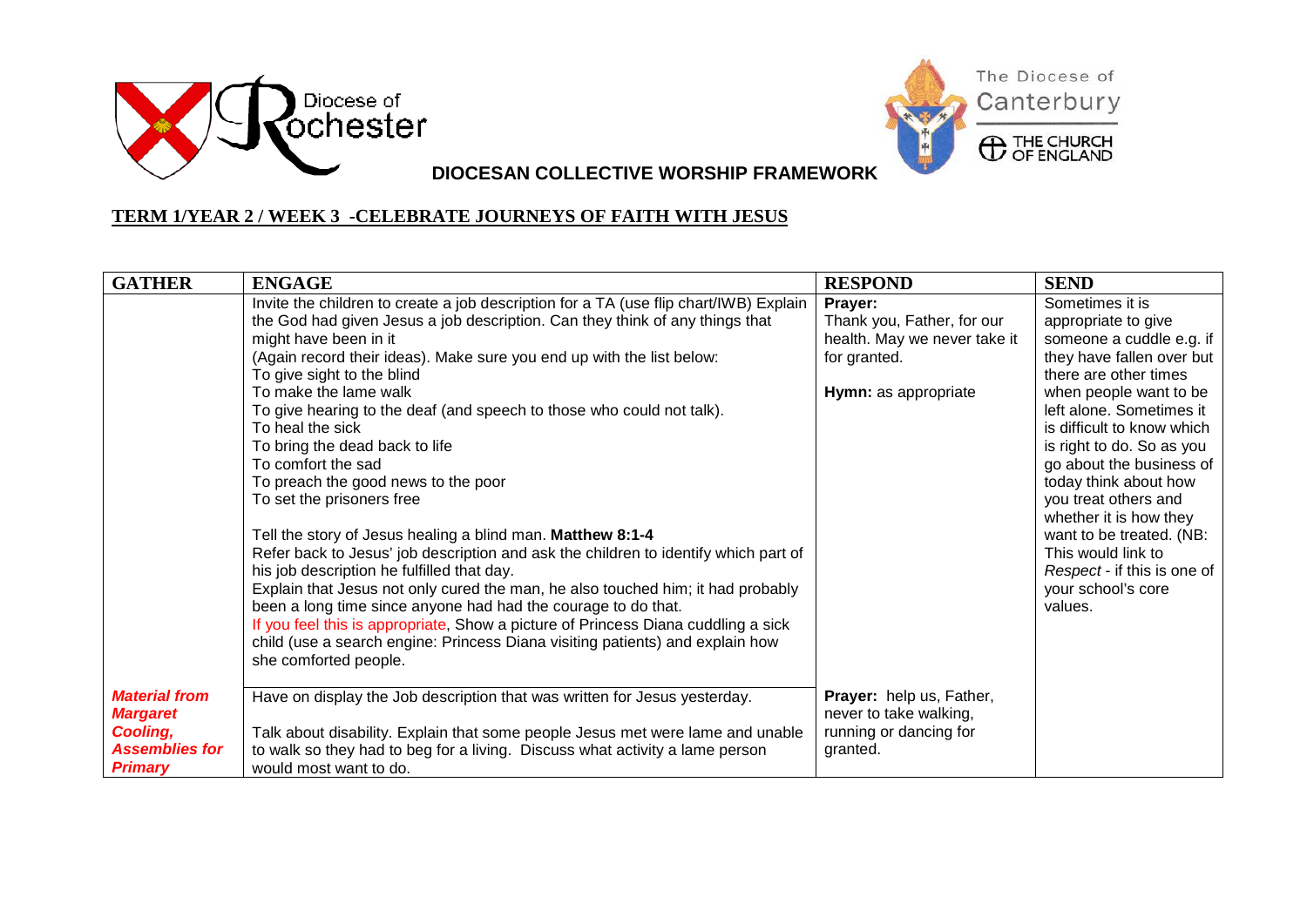Diocese of Rochester

The Diocese of Canterbury

THE CHURCH OF ENGLAND

**DIOCESAN COLLECTIVE WORSHIP FRAMEWORK**

## TERM 1/YEAR 2 / WEEK 3 -CELEBRATE JOURNEYS OF FAITH WITH JESUS

| GATHER | ENGAGE | RESPOND | SEND |
|---|---|---|---|
| | Invite the children to create a job description for a TA (use flip chart/IWB) Explain the God had given Jesus a job description. Can they think of any things that might have been in it<br>(Again record their ideas). Make sure you end up with the list below:<br>To give sight to the blind<br>To make the lame walk<br>To give hearing to the deaf (and speech to those who could not talk).<br>To heal the sick<br>To bring the dead back to life<br>To comfort the sad<br>To preach the good news to the poor<br>To set the prisoners free<br><br>Tell the story of Jesus healing a blind man. **Matthew 8:1-4**<br>Refer back to Jesus' job description and ask the children to identify which part of his job description he fulfilled that day.<br>Explain that Jesus not only cured the man, he also touched him; it had probably been a long time since anyone had had the courage to do that.<br>If you feel this is appropriate, Show a picture of Princess Diana cuddling a sick child (use a search engine: Princess Diana visiting patients) and explain how she comforted people. | **Prayer:**<br>Thank you, Father, for our health. May we never take it for granted.<br><br>**Hymn:** as appropriate | Sometimes it is appropriate to give someone a cuddle e.g. if they have fallen over but there are other times when people want to be left alone. Sometimes it is difficult to know which is right to do. So as you go about the business of today think about how you treat others and whether it is how they want to be treated. (NB: This would link to *Respect* - if this is one of your school's core values. |
| ***Material from Margaret Cooling, Assemblies for Primary*** | Have on display the Job description that was written for Jesus yesterday.<br><br>Talk about disability. Explain that some people Jesus met were lame and unable to walk so they had to beg for a living. Discuss what activity a lame person would most want to do. | **Prayer:** help us, Father, never to take walking, running or dancing for granted. | |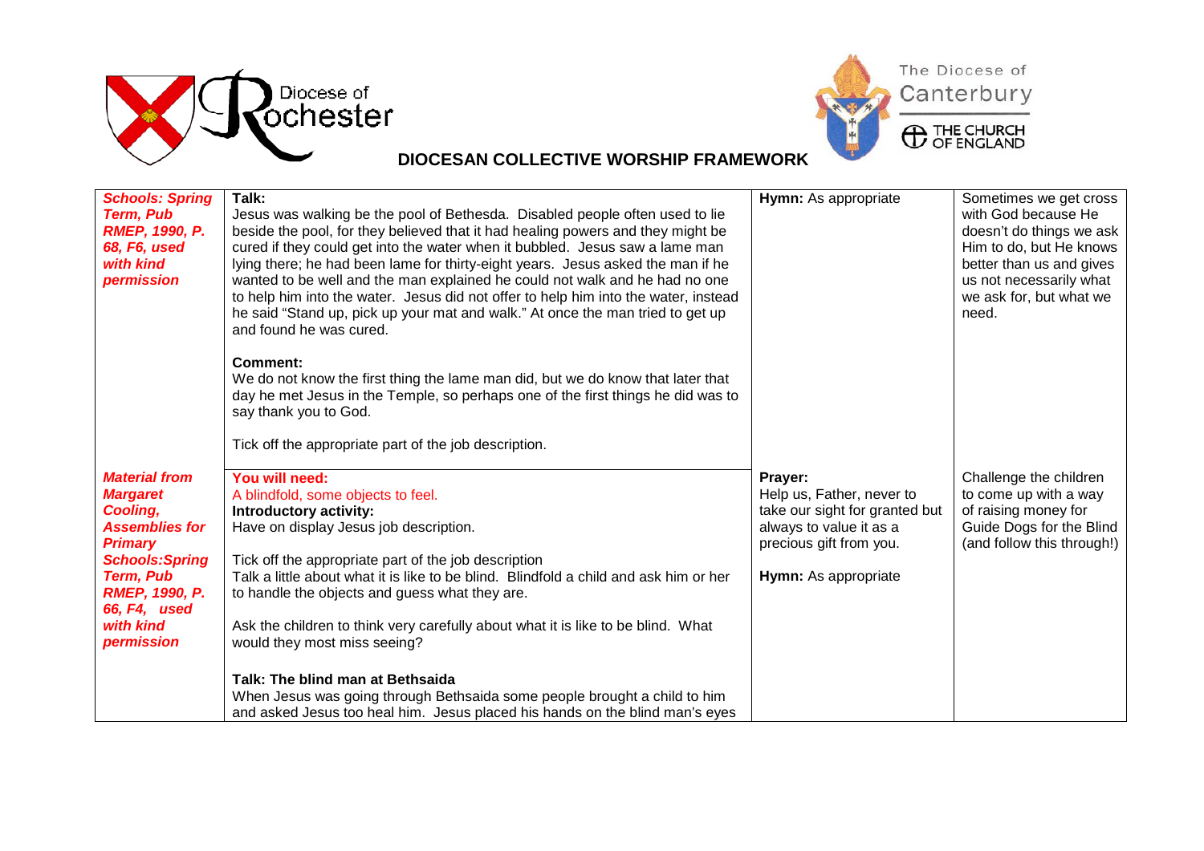**DIOCESAN COLLECTIVE WORSHIP FRAMEWORK**

| | | | |
|---|---|---|---|
| ***Schools: Spring Term, Pub RMEP, 1990, P. 68, F6, used with kind permission*** | **Talk:**<br>Jesus was walking be the pool of Bethesda. Disabled people often used to lie beside the pool, for they believed that it had healing powers and they might be cured if they could get into the water when it bubbled. Jesus saw a lame man lying there; he had been lame for thirty-eight years. Jesus asked the man if he wanted to be well and the man explained he could not walk and he had no one to help him into the water. Jesus did not offer to help him into the water, instead he said "Stand up, pick up your mat and walk." At once the man tried to get up and found he was cured.<br><br>**Comment:**<br>We do not know the first thing the lame man did, but we do know that later that day he met Jesus in the Temple, so perhaps one of the first things he did was to say thank you to God.<br><br>Tick off the appropriate part of the job description. | **Hymn:** As appropriate | Sometimes we get cross with God because He doesn't do things we ask Him to do, but He knows better than us and gives us not necessarily what we ask for, but what we need. |
| ***Material from Margaret Cooling, Assemblies for Primary Schools:Spring Term, Pub RMEP, 1990, P. 66, F4, used with kind permission*** | **You will need:**<br>A blindfold, some objects to feel.<br>**Introductory activity:**<br>Have on display Jesus job description.<br><br>Tick off the appropriate part of the job description<br>Talk a little about what it is like to be blind. Blindfold a child and ask him or her to handle the objects and guess what they are.<br><br>Ask the children to think very carefully about what it is like to be blind. What would they most miss seeing?<br><br>**Talk: The blind man at Bethsaida**<br>When Jesus was going through Bethsaida some people brought a child to him and asked Jesus too heal him. Jesus placed his hands on the blind man's eyes | **Prayer:**<br>Help us, Father, never to take our sight for granted but always to value it as a precious gift from you.<br><br>**Hymn:** As appropriate | Challenge the children to come up with a way of raising money for Guide Dogs for the Blind (and follow this through!) |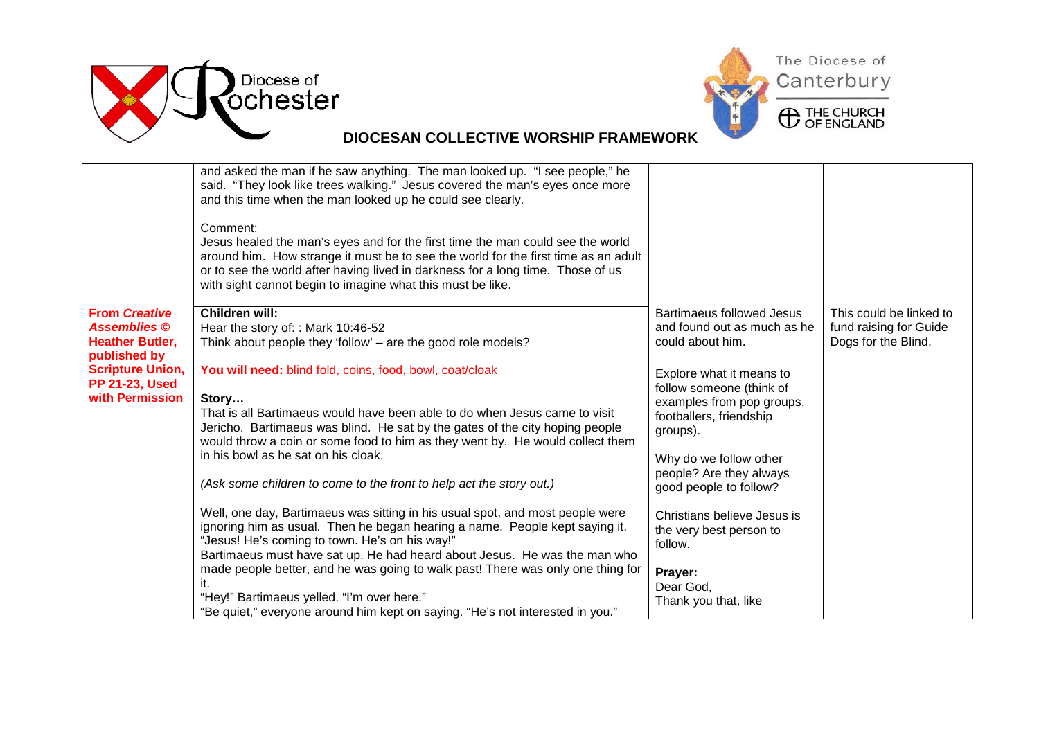**DIOCESAN COLLECTIVE WORSHIP FRAMEWORK**

| | | | |
|---|---|---|---|
| | and asked the man if he saw anything. The man looked up. "I see people," he said. "They look like trees walking." Jesus covered the man's eyes once more and this time when the man looked up he could see clearly.<br><br>Comment:<br>Jesus healed the man's eyes and for the first time the man could see the world around him. How strange it must be to see the world for the first time as an adult or to see the world after having lived in darkness for a long time. Those of us with sight cannot begin to imagine what this must be like. | | |
| **From *Creative Assemblies* © Heather Butler, published by Scripture Union, PP 21-23, Used with Permission** | **Children will:**<br>Hear the story of: : Mark 10:46-52<br>Think about people they 'follow' – are the good role models?<br><br>**You will need:** blind fold, coins, food, bowl, coat/cloak<br><br>**Story…**<br>That is all Bartimaeus would have been able to do when Jesus came to visit Jericho. Bartimaeus was blind. He sat by the gates of the city hoping people would throw a coin or some food to him as they went by. He would collect them in his bowl as he sat on his cloak.<br><br>*(Ask some children to come to the front to help act the story out.)*<br><br>Well, one day, Bartimaeus was sitting in his usual spot, and most people were ignoring him as usual. Then he began hearing a name. People kept saying it. "Jesus! He's coming to town. He's on his way!"<br>Bartimaeus must have sat up. He had heard about Jesus. He was the man who made people better, and he was going to walk past! There was only one thing for it.<br>"Hey!" Bartimaeus yelled. "I'm over here."<br>"Be quiet," everyone around him kept on saying. "He's not interested in you." | Bartimaeus followed Jesus and found out as much as he could about him.<br><br>Explore what it means to follow someone (think of examples from pop groups, footballers, friendship groups).<br><br>Why do we follow other people? Are they always good people to follow?<br><br>Christians believe Jesus is the very best person to follow.<br><br>**Prayer:**<br>Dear God,<br>Thank you that, like | This could be linked to fund raising for Guide Dogs for the Blind. |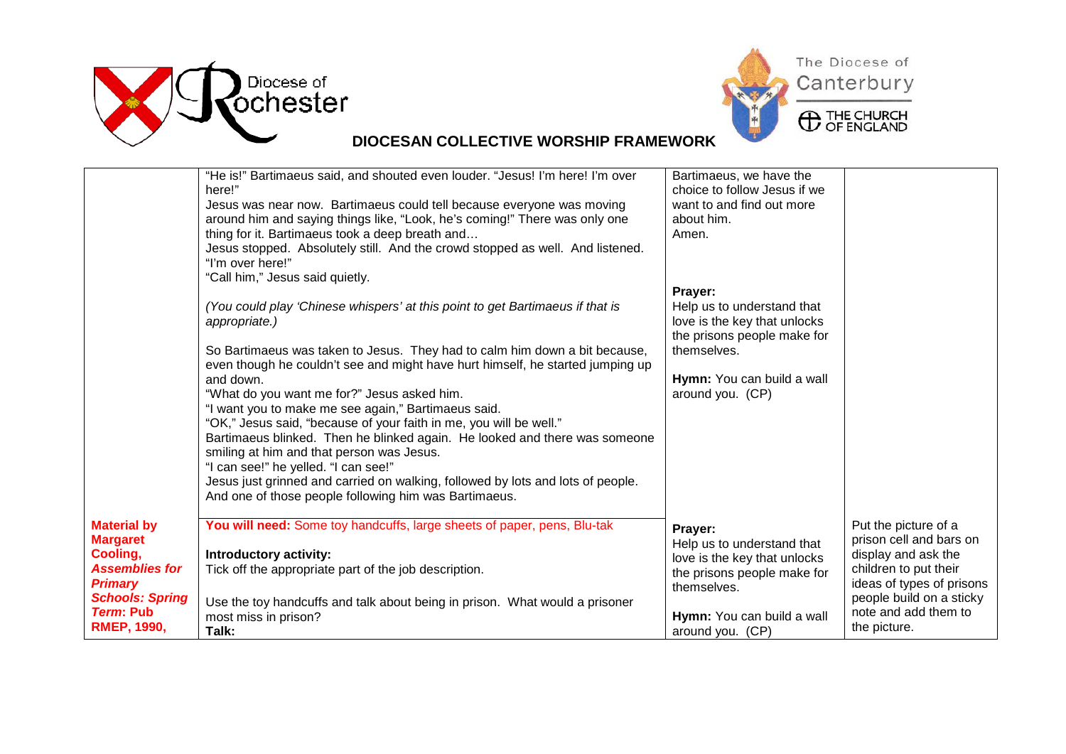**DIOCESAN COLLECTIVE WORSHIP FRAMEWORK**

| | | | |
|---|---|---|---|
| | "He is!" Bartimaeus said, and shouted even louder. "Jesus! I'm here! I'm over here!"<br>Jesus was near now. Bartimaeus could tell because everyone was moving around him and saying things like, "Look, he's coming!" There was only one thing for it. Bartimaeus took a deep breath and…<br>Jesus stopped. Absolutely still. And the crowd stopped as well. And listened.<br>"I'm over here!"<br>"Call him," Jesus said quietly.<br><br>*(You could play 'Chinese whispers' at this point to get Bartimaeus if that is appropriate.)*<br><br>So Bartimaeus was taken to Jesus. They had to calm him down a bit because, even though he couldn't see and might have hurt himself, he started jumping up and down.<br>"What do you want me for?" Jesus asked him.<br>"I want you to make me see again," Bartimaeus said.<br>"OK," Jesus said, "because of your faith in me, you will be well."<br>Bartimaeus blinked. Then he blinked again. He looked and there was someone smiling at him and that person was Jesus.<br>"I can see!" he yelled. "I can see!"<br>Jesus just grinned and carried on walking, followed by lots and lots of people. And one of those people following him was Bartimaeus. | Bartimaeus, we have the choice to follow Jesus if we want to and find out more about him.<br>Amen.<br><br>**Prayer:**<br>Help us to understand that love is the key that unlocks the prisons people make for themselves.<br><br>**Hymn:** You can build a wall around you. (CP) | |
| **Material by Margaret Cooling, *Assemblies for Primary Schools: Spring Term*: Pub RMEP, 1990,** | **You will need:** Some toy handcuffs, large sheets of paper, pens, Blu-tak<br><br>**Introductory activity:**<br>Tick off the appropriate part of the job description.<br><br>Use the toy handcuffs and talk about being in prison. What would a prisoner most miss in prison?<br>**Talk:** | **Prayer:**<br>Help us to understand that love is the key that unlocks the prisons people make for themselves.<br><br>**Hymn:** You can build a wall around you. (CP) | Put the picture of a prison cell and bars on display and ask the children to put their ideas of types of prisons people build on a sticky note and add them to the picture. |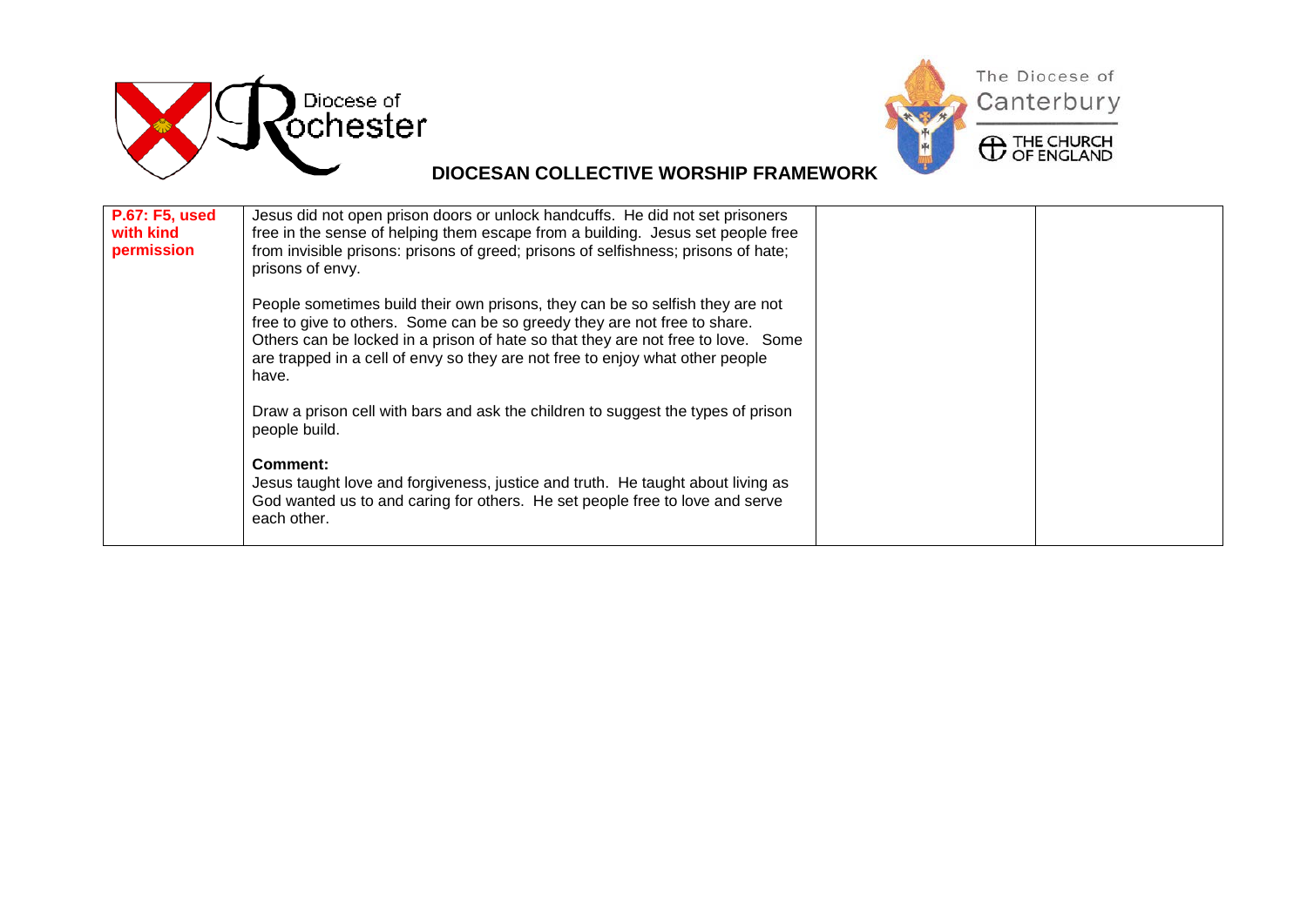| | | | |
|---|---|---|---|
| **P.67: F5, used with kind permission** | Jesus did not open prison doors or unlock handcuffs. He did not set prisoners free in the sense of helping them escape from a building. Jesus set people free from invisible prisons: prisons of greed; prisons of selfishness; prisons of hate; prisons of envy.<br><br>People sometimes build their own prisons, they can be so selfish they are not free to give to others. Some can be so greedy they are not free to share. Others can be locked in a prison of hate so that they are not free to love. Some are trapped in a cell of envy so they are not free to enjoy what other people have.<br><br>Draw a prison cell with bars and ask the children to suggest the types of prison people build.<br><br>**Comment:**<br>Jesus taught love and forgiveness, justice and truth. He taught about living as God wanted us to and caring for others. He set people free to love and serve each other. | | |